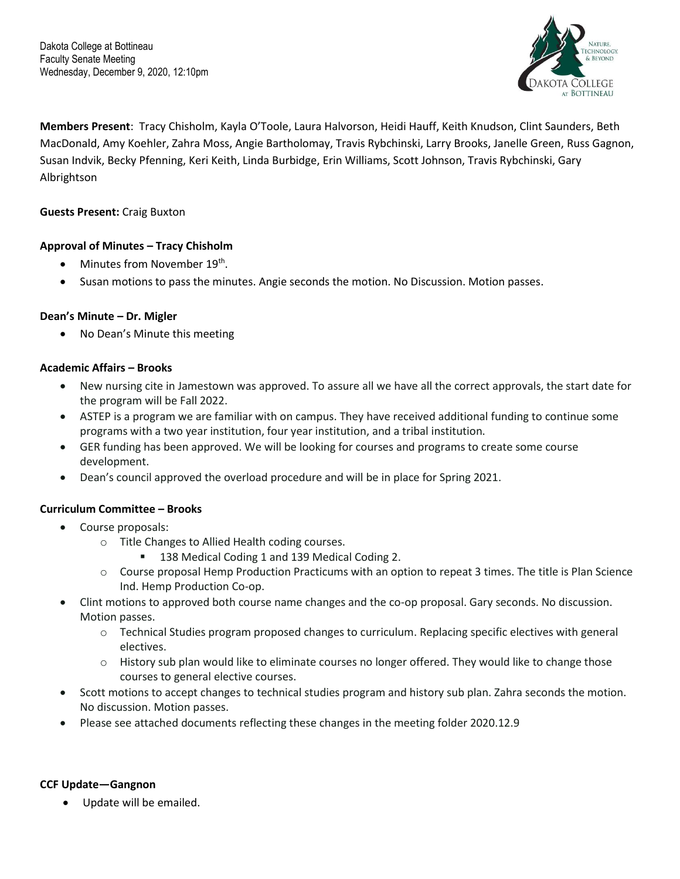Dakota College at Bottineau
Faculty Senate Meeting
Wednesday, December 9, 2020, 12:10pm

**Members Present**: Tracy Chisholm, Kayla O'Toole, Laura Halvorson, Heidi Hauff, Keith Knudson, Clint Saunders, Beth MacDonald, Amy Koehler, Zahra Moss, Angie Bartholomay, Travis Rybchinski, Larry Brooks, Janelle Green, Russ Gagnon, Susan Indvik, Becky Pfenning, Keri Keith, Linda Burbidge, Erin Williams, Scott Johnson, Travis Rybchinski, Gary Albrightson

**Guests Present:** Craig Buxton

**Approval of Minutes – Tracy Chisholm**

- Minutes from November 19th.
- Susan motions to pass the minutes. Angie seconds the motion. No Discussion. Motion passes.

**Dean's Minute – Dr. Migler**

- No Dean's Minute this meeting

**Academic Affairs – Brooks**

- New nursing cite in Jamestown was approved. To assure all we have all the correct approvals, the start date for the program will be Fall 2022.
- ASTEP is a program we are familiar with on campus. They have received additional funding to continue some programs with a two year institution, four year institution, and a tribal institution.
- GER funding has been approved. We will be looking for courses and programs to create some course development.
- Dean's council approved the overload procedure and will be in place for Spring 2021.

**Curriculum Committee – Brooks**

- Course proposals:
  - Title Changes to Allied Health coding courses.
    - 138 Medical Coding 1 and 139 Medical Coding 2.
  - Course proposal Hemp Production Practicums with an option to repeat 3 times. The title is Plan Science Ind. Hemp Production Co-op.
- Clint motions to approved both course name changes and the co-op proposal. Gary seconds. No discussion. Motion passes.
  - Technical Studies program proposed changes to curriculum. Replacing specific electives with general electives.
  - History sub plan would like to eliminate courses no longer offered. They would like to change those courses to general elective courses.
- Scott motions to accept changes to technical studies program and history sub plan. Zahra seconds the motion. No discussion. Motion passes.
- Please see attached documents reflecting these changes in the meeting folder 2020.12.9

**CCF Update—Gangnon**

- Update will be emailed.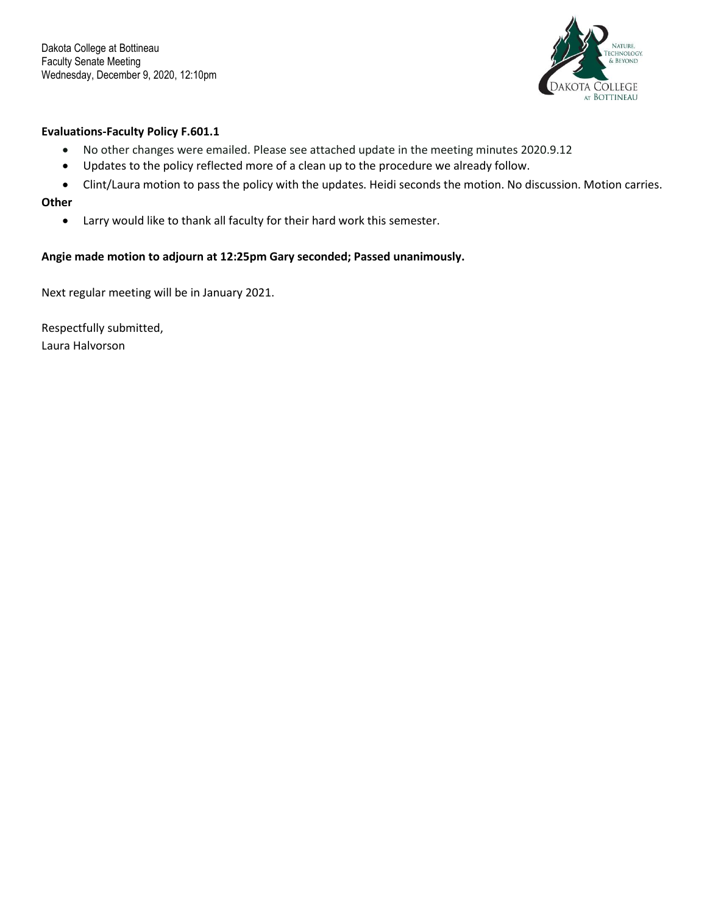**Evaluations-Faculty Policy F.601.1**

- No other changes were emailed. Please see attached update in the meeting minutes 2020.9.12
- Updates to the policy reflected more of a clean up to the procedure we already follow.
- Clint/Laura motion to pass the policy with the updates. Heidi seconds the motion. No discussion. Motion carries.

**Other**

- Larry would like to thank all faculty for their hard work this semester.

**Angie made motion to adjourn at 12:25pm Gary seconded; Passed unanimously.**

Next regular meeting will be in January 2021.

Respectfully submitted,
Laura Halvorson